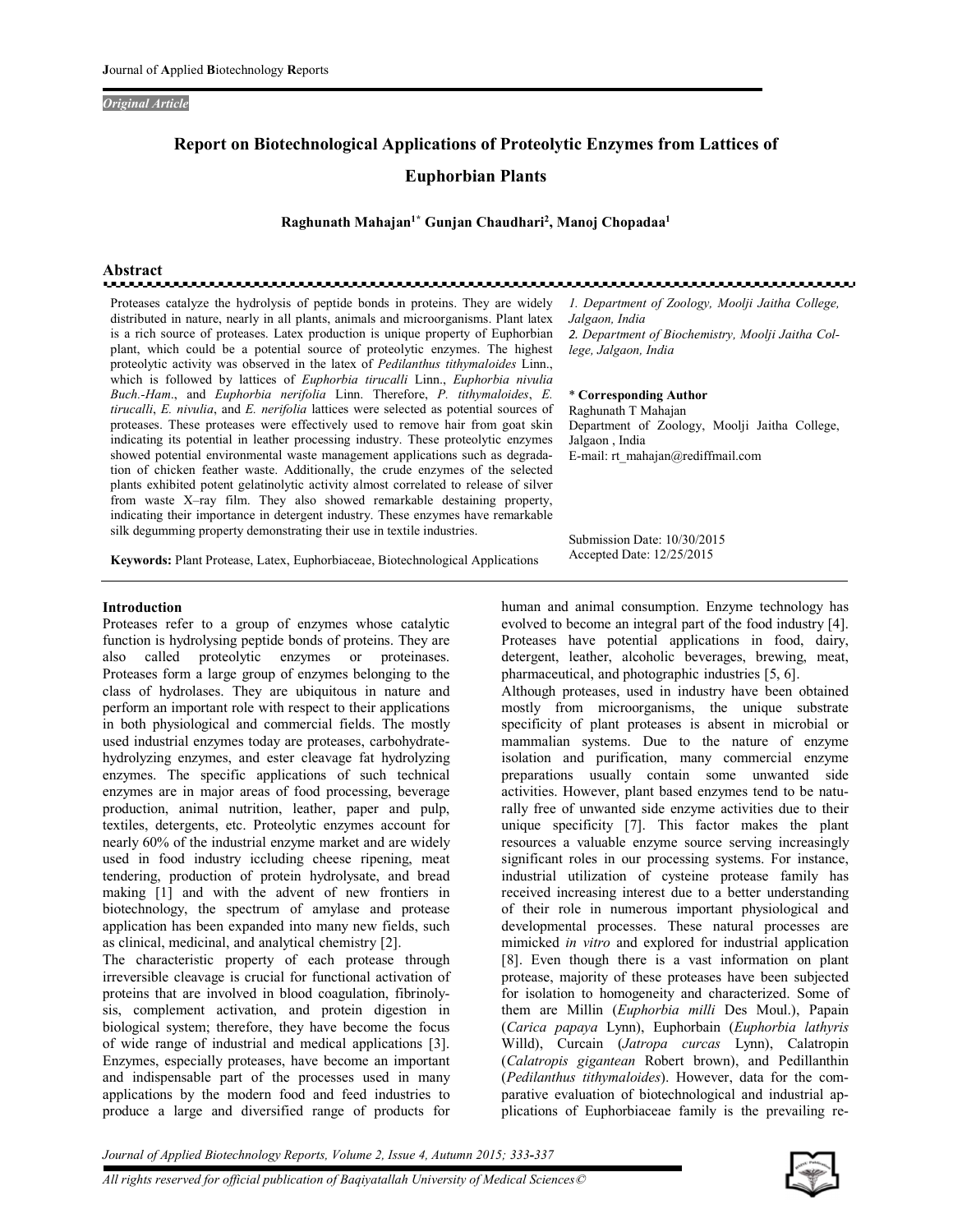*Original Article*

# Report on Biotechnological Applications of Proteolytic Enzymes from Lattices of Euphorbian Plants

**Raghunath Mahajan[1*] Gunjan Chaudhari[2], Manoj Chopadaa[1]**

## Abstract

Proteases catalyze the hydrolysis of peptide bonds in proteins. They are widely distributed in nature, nearly in all plants, animals and microorganisms. Plant latex is a rich source of proteases. Latex production is unique property of Euphorbian plant, which could be a potential source of proteolytic enzymes. The highest proteolytic activity was observed in the latex of *Pedilanthus tithymaloides* Linn., which is followed by lattices of *Euphorbia tirucalli* Linn., *Euphorbia nivulia Buch.-Ham*., and *Euphorbia nerifolia* Linn. Therefore, *P. tithymaloides*, *E. tirucalli*, *E. nivulia*, and *E. nerifolia* lattices were selected as potential sources of proteases. These proteases were effectively used to remove hair from goat skin indicating its potential in leather processing industry. These proteolytic enzymes showed potential environmental waste management applications such as degradation of chicken feather waste. Additionally, the crude enzymes of the selected plants exhibited potent gelatinolytic activity almost correlated to release of silver from waste X–ray film. They also showed remarkable destaining property, indicating their importance in detergent industry. These enzymes have remarkable silk degumming property demonstrating their use in textile industries.

**Keywords:** Plant Protease, Latex, Euphorbiaceae, Biotechnological Applications

*1. Department of Zoology, Moolji Jaitha College, Jalgaon, India*
*2. Department of Biochemistry, Moolji Jaitha College, Jalgaon, India*

\* **Corresponding Author**
Raghunath T Mahajan
Department of Zoology, Moolji Jaitha College, Jalgaon , India
E-mail: rt_mahajan@rediffmail.com

Submission Date: 10/30/2015
Accepted Date: 12/25/2015

## Introduction

Proteases refer to a group of enzymes whose catalytic function is hydrolysing peptide bonds of proteins. They are also called proteolytic enzymes or proteinases. Proteases form a large group of enzymes belonging to the class of hydrolases. They are ubiquitous in nature and perform an important role with respect to their applications in both physiological and commercial fields. The mostly used industrial enzymes today are proteases, carbohydrate-hydrolyzing enzymes, and ester cleavage fat hydrolyzing enzymes. The specific applications of such technical enzymes are in major areas of food processing, beverage production, animal nutrition, leather, paper and pulp, textiles, detergents, etc. Proteolytic enzymes account for nearly 60% of the industrial enzyme market and are widely used in food industry iccluding cheese ripening, meat tendering, production of protein hydrolysate, and bread making [1] and with the advent of new frontiers in biotechnology, the spectrum of amylase and protease application has been expanded into many new fields, such as clinical, medicinal, and analytical chemistry [2].

The characteristic property of each protease through irreversible cleavage is crucial for functional activation of proteins that are involved in blood coagulation, fibrinolysis, complement activation, and protein digestion in biological system; therefore, they have become the focus of wide range of industrial and medical applications [3]. Enzymes, especially proteases, have become an important and indispensable part of the processes used in many applications by the modern food and feed industries to produce a large and diversified range of products for human and animal consumption. Enzyme technology has evolved to become an integral part of the food industry [4]. Proteases have potential applications in food, dairy, detergent, leather, alcoholic beverages, brewing, meat, pharmaceutical, and photographic industries [5, 6].

Although proteases, used in industry have been obtained mostly from microorganisms, the unique substrate specificity of plant proteases is absent in microbial or mammalian systems. Due to the nature of enzyme isolation and purification, many commercial enzyme preparations usually contain some unwanted side activities. However, plant based enzymes tend to be naturally free of unwanted side enzyme activities due to their unique specificity [7]. This factor makes the plant resources a valuable enzyme source serving increasingly significant roles in our processing systems. For instance, industrial utilization of cysteine protease family has received increasing interest due to a better understanding of their role in numerous important physiological and developmental processes. These natural processes are mimicked *in vitro* and explored for industrial application [8]. Even though there is a vast information on plant protease, majority of these proteases have been subjected for isolation to homogeneity and characterized. Some of them are Millin (*Euphorbia milli* Des Moul.), Papain (*Carica papaya* Lynn), Euphorbain (*Euphorbia lathyris* Willd), Curcain (*Jatropa curcas* Lynn), Calatropin (*Calatropis gigantean* Robert brown), and Pedillanthin (*Pedilanthus tithymaloides*). However, data for the comparative evaluation of biotechnological and industrial applications of Euphorbiaceae family is the prevailing re-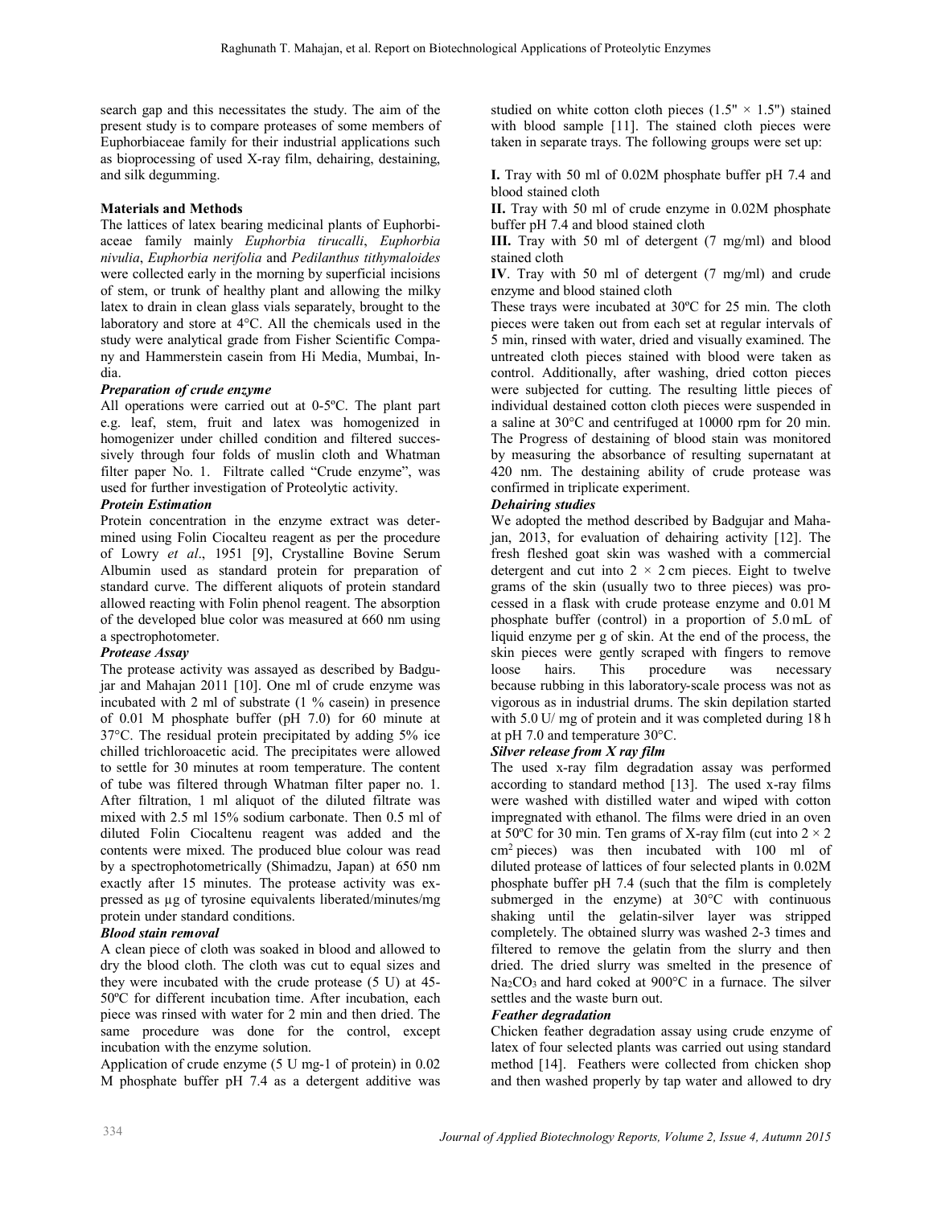search gap and this necessitates the study. The aim of the present study is to compare proteases of some members of Euphorbiaceae family for their industrial applications such as bioprocessing of used X-ray film, dehairing, destaining, and silk degumming.

## Materials and Methods

The lattices of latex bearing medicinal plants of Euphorbiaceae family mainly *Euphorbia tirucalli*, *Euphorbia nivulia*, *Euphorbia nerifolia* and *Pedilanthus tithymaloides* were collected early in the morning by superficial incisions of stem, or trunk of healthy plant and allowing the milky latex to drain in clean glass vials separately, brought to the laboratory and store at 4°C. All the chemicals used in the study were analytical grade from Fisher Scientific Company and Hammerstein casein from Hi Media, Mumbai, India.

### *Preparation of crude enzyme*

All operations were carried out at 0-5ºC. The plant part e.g. leaf, stem, fruit and latex was homogenized in homogenizer under chilled condition and filtered successively through four folds of muslin cloth and Whatman filter paper No. 1. Filtrate called "Crude enzyme", was used for further investigation of Proteolytic activity.

### *Protein Estimation*

Protein concentration in the enzyme extract was determined using Folin Ciocalteu reagent as per the procedure of Lowry *et al*., 1951 [9], Crystalline Bovine Serum Albumin used as standard protein for preparation of standard curve. The different aliquots of protein standard allowed reacting with Folin phenol reagent. The absorption of the developed blue color was measured at 660 nm using a spectrophotometer.

### *Protease Assay*

The protease activity was assayed as described by Badgujar and Mahajan 2011 [10]. One ml of crude enzyme was incubated with 2 ml of substrate (1 % casein) in presence of 0.01 M phosphate buffer (pH 7.0) for 60 minute at 37°C. The residual protein precipitated by adding 5% ice chilled trichloroacetic acid. The precipitates were allowed to settle for 30 minutes at room temperature. The content of tube was filtered through Whatman filter paper no. 1. After filtration, 1 ml aliquot of the diluted filtrate was mixed with 2.5 ml 15% sodium carbonate. Then 0.5 ml of diluted Folin Ciocaltenu reagent was added and the contents were mixed. The produced blue colour was read by a spectrophotometrically (Shimadzu, Japan) at 650 nm exactly after 15 minutes. The protease activity was expressed as µg of tyrosine equivalents liberated/minutes/mg protein under standard conditions.

### *Blood stain removal*

A clean piece of cloth was soaked in blood and allowed to dry the blood cloth. The cloth was cut to equal sizes and they were incubated with the crude protease (5 U) at 45-50ºC for different incubation time. After incubation, each piece was rinsed with water for 2 min and then dried. The same procedure was done for the control, except incubation with the enzyme solution.

Application of crude enzyme (5 U mg-1 of protein) in 0.02 M phosphate buffer pH 7.4 as a detergent additive was studied on white cotton cloth pieces (1.5" × 1.5") stained with blood sample [11]. The stained cloth pieces were taken in separate trays. The following groups were set up:

**I.** Tray with 50 ml of 0.02M phosphate buffer pH 7.4 and blood stained cloth

**II.** Tray with 50 ml of crude enzyme in 0.02M phosphate buffer pH 7.4 and blood stained cloth

**III.** Tray with 50 ml of detergent (7 mg/ml) and blood stained cloth

**IV**. Tray with 50 ml of detergent (7 mg/ml) and crude enzyme and blood stained cloth

These trays were incubated at 30ºC for 25 min. The cloth pieces were taken out from each set at regular intervals of 5 min, rinsed with water, dried and visually examined. The untreated cloth pieces stained with blood were taken as control. Additionally, after washing, dried cotton pieces were subjected for cutting. The resulting little pieces of individual destained cotton cloth pieces were suspended in a saline at 30°C and centrifuged at 10000 rpm for 20 min. The Progress of destaining of blood stain was monitored by measuring the absorbance of resulting supernatant at 420 nm. The destaining ability of crude protease was confirmed in triplicate experiment.

### *Dehairing studies*

We adopted the method described by Badgujar and Mahajan, 2013, for evaluation of dehairing activity [12]. The fresh fleshed goat skin was washed with a commercial detergent and cut into 2 × 2 cm pieces. Eight to twelve grams of the skin (usually two to three pieces) was processed in a flask with crude protease enzyme and 0.01 M phosphate buffer (control) in a proportion of 5.0 mL of liquid enzyme per g of skin. At the end of the process, the skin pieces were gently scraped with fingers to remove loose hairs. This procedure was necessary because rubbing in this laboratory-scale process was not as vigorous as in industrial drums. The skin depilation started with 5.0 U/ mg of protein and it was completed during 18 h at pH 7.0 and temperature 30°C.

### *Silver release from X ray film*

The used x-ray film degradation assay was performed according to standard method [13]. The used x-ray films were washed with distilled water and wiped with cotton impregnated with ethanol. The films were dried in an oven at 50ºC for 30 min. Ten grams of X-ray film (cut into 2 × 2 $cm^2$ pieces) was then incubated with 100 ml of diluted protease of lattices of four selected plants in 0.02M phosphate buffer pH 7.4 (such that the film is completely submerged in the enzyme) at 30°C with continuous shaking until the gelatin-silver layer was stripped completely. The obtained slurry was washed 2-3 times and filtered to remove the gelatin from the slurry and then dried. The dried slurry was smelted in the presence of $Na_2CO_3$ and hard coked at 900°C in a furnace. The silver settles and the waste burn out.

### *Feather degradation*

Chicken feather degradation assay using crude enzyme of latex of four selected plants was carried out using standard method [14]. Feathers were collected from chicken shop and then washed properly by tap water and allowed to dry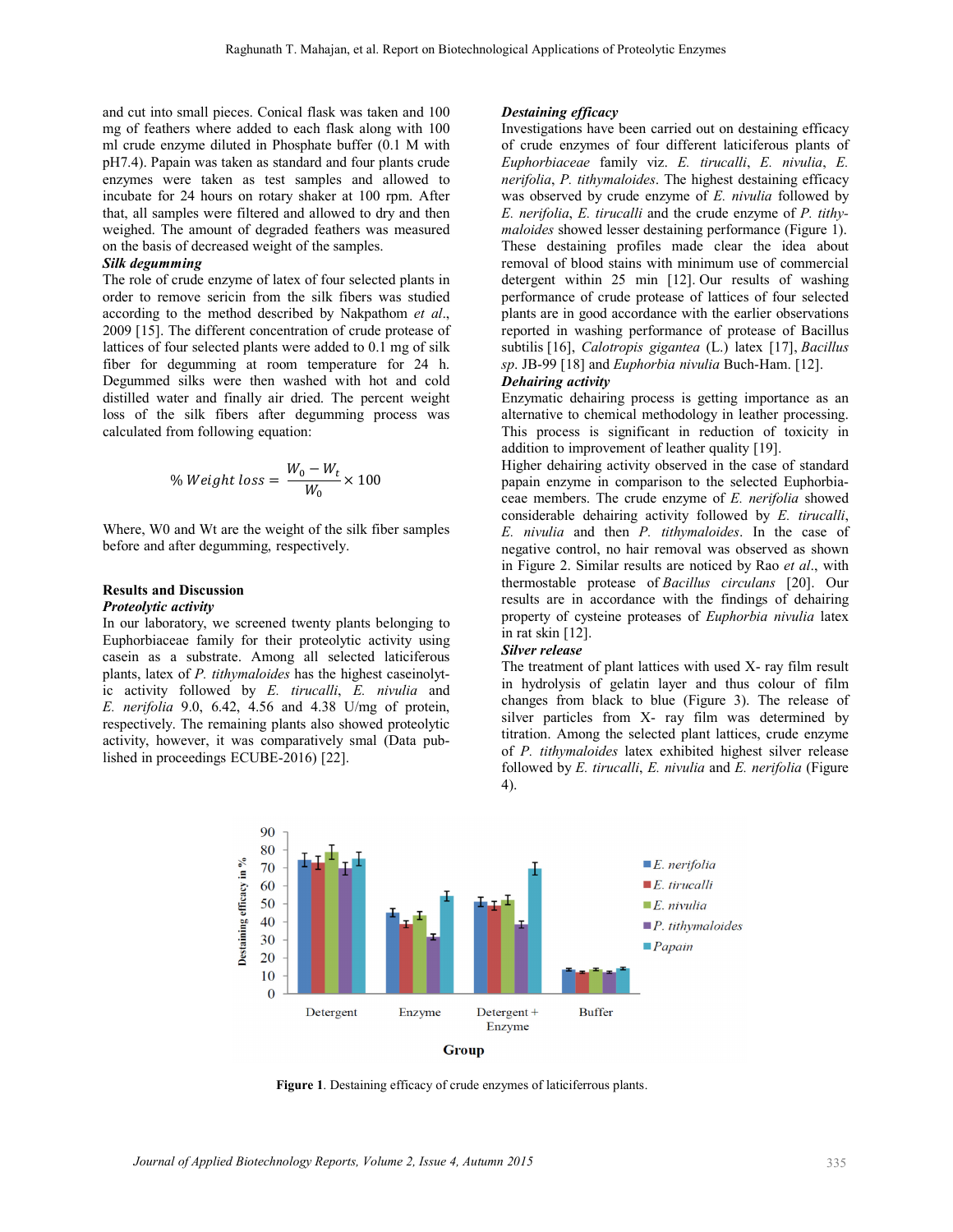and cut into small pieces. Conical flask was taken and 100 mg of feathers where added to each flask along with 100 ml crude enzyme diluted in Phosphate buffer (0.1 M with pH7.4). Papain was taken as standard and four plants crude enzymes were taken as test samples and allowed to incubate for 24 hours on rotary shaker at 100 rpm. After that, all samples were filtered and allowed to dry and then weighed. The amount of degraded feathers was measured on the basis of decreased weight of the samples.

***Silk degumming***

The role of crude enzyme of latex of four selected plants in order to remove sericin from the silk fibers was studied according to the method described by Nakpathom *et al*., 2009 [15]. The different concentration of crude protease of lattices of four selected plants were added to 0.1 mg of silk fiber for degumming at room temperature for 24 h. Degummed silks were then washed with hot and cold distilled water and finally air dried. The percent weight loss of the silk fibers after degumming process was calculated from following equation:

$$\% \, Weight \; loss = \frac{W_0 - W_t}{W_0} \times 100$$

Where, W0 and Wt are the weight of the silk fiber samples before and after degumming, respectively.

## Results and Discussion

***Proteolytic activity***

In our laboratory, we screened twenty plants belonging to Euphorbiaceae family for their proteolytic activity using casein as a substrate. Among all selected laticiferous plants, latex of *P. tithymaloides* has the highest caseinolytic activity followed by *E. tirucalli*, *E. nivulia* and *E. nerifolia* 9.0, 6.42, 4.56 and 4.38 U/mg of protein, respectively. The remaining plants also showed proteolytic activity, however, it was comparatively smal (Data published in proceedings ECUBE-2016) [22].

***Destaining efficacy***

Investigations have been carried out on destaining efficacy of crude enzymes of four different laticiferous plants of *Euphorbiaceae* family viz. *E. tirucalli*, *E. nivulia*, *E. nerifolia*, *P. tithymaloides*. The highest destaining efficacy was observed by crude enzyme of *E. nivulia* followed by *E. nerifolia*, *E. tirucalli* and the crude enzyme of *P. tithymaloides* showed lesser destaining performance (Figure 1). These destaining profiles made clear the idea about removal of blood stains with minimum use of commercial detergent within 25 min [12]. Our results of washing performance of crude protease of lattices of four selected plants are in good accordance with the earlier observations reported in washing performance of protease of Bacillus subtilis [16], *Calotropis gigantea* (L.) latex [17], *Bacillus sp*. JB-99 [18] and *Euphorbia nivulia* Buch-Ham. [12].

***Dehairing activity***

Enzymatic dehairing process is getting importance as an alternative to chemical methodology in leather processing. This process is significant in reduction of toxicity in addition to improvement of leather quality [19].

Higher dehairing activity observed in the case of standard papain enzyme in comparison to the selected Euphorbiaceae members. The crude enzyme of *E. nerifolia* showed considerable dehairing activity followed by *E. tirucalli*, *E. nivulia* and then *P. tithymaloides*. In the case of negative control, no hair removal was observed as shown in Figure 2. Similar results are noticed by Rao *et al*., with thermostable protease of *Bacillus circulans* [20]. Our results are in accordance with the findings of dehairing property of cysteine proteases of *Euphorbia nivulia* latex in rat skin [12].

***Silver release***

The treatment of plant lattices with used X- ray film result in hydrolysis of gelatin layer and thus colour of film changes from black to blue (Figure 3). The release of silver particles from X- ray film was determined by titration. Among the selected plant lattices, crude enzyme of *P. tithymaloides* latex exhibited highest silver release followed by *E. tirucalli*, *E. nivulia* and *E. nerifolia* (Figure 4).

**Figure 1**. Destaining efficacy of crude enzymes of laticiferrous plants.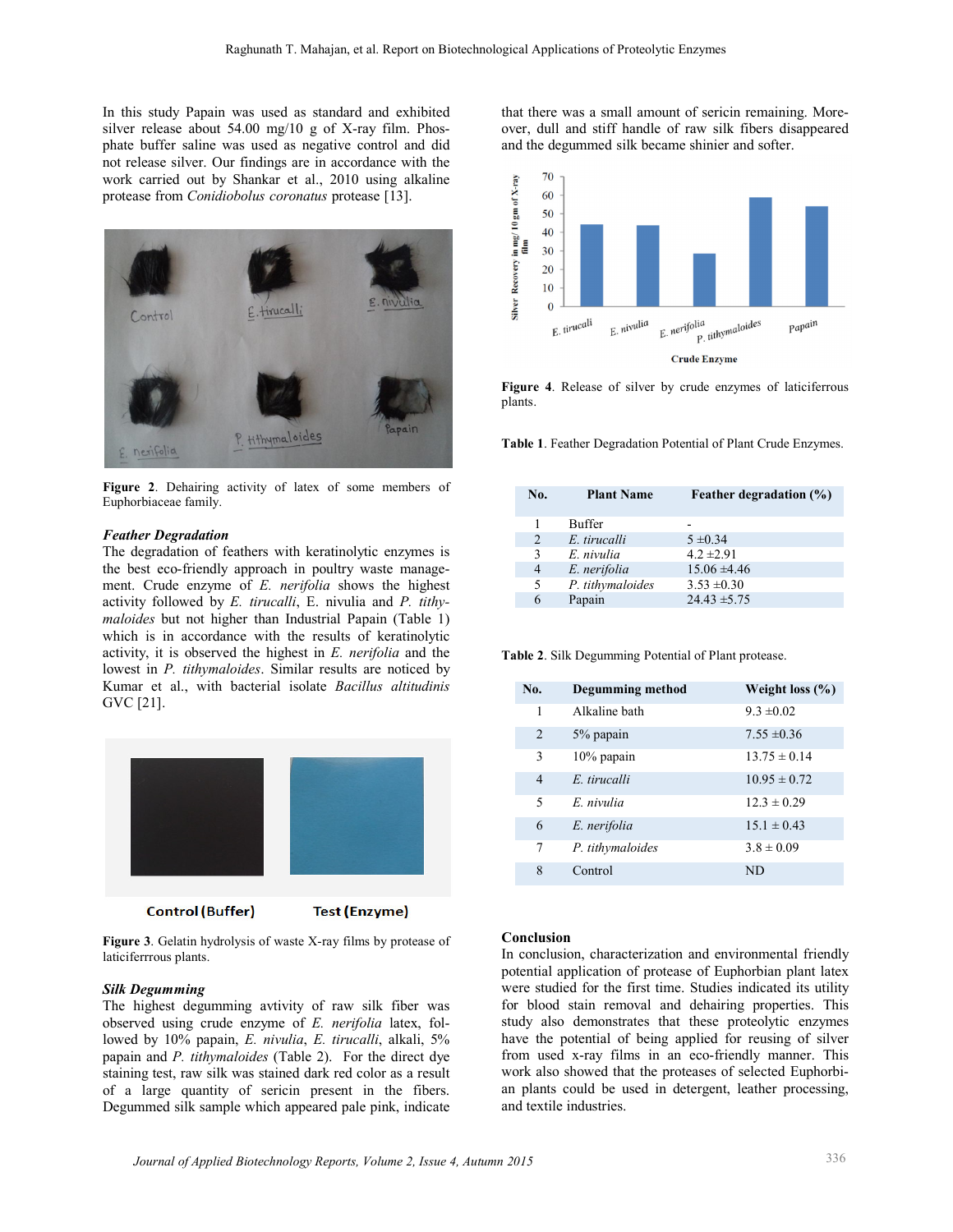In this study Papain was used as standard and exhibited silver release about 54.00 mg/10 g of X-ray film. Phosphate buffer saline was used as negative control and did not release silver. Our findings are in accordance with the work carried out by Shankar et al., 2010 using alkaline protease from *Conidiobolus coronatus* protease [13].

**Figure 2**. Dehairing activity of latex of some members of Euphorbiaceae family.

### *Feather Degradation*

The degradation of feathers with keratinolytic enzymes is the best eco-friendly approach in poultry waste management. Crude enzyme of *E. nerifolia* shows the highest activity followed by *E. tirucalli*, E. nivulia and *P. tithymaloides* but not higher than Industrial Papain (Table 1) which is in accordance with the results of keratinolytic activity, it is observed the highest in *E. nerifolia* and the lowest in *P. tithymaloides*. Similar results are noticed by Kumar et al., with bacterial isolate *Bacillus altitudinis* GVC [21].

**Figure 3**. Gelatin hydrolysis of waste X-ray films by protease of laticiferrous plants.

### *Silk Degumming*

The highest degumming avtivity of raw silk fiber was observed using crude enzyme of *E. nerifolia* latex, followed by 10% papain, *E. nivulia*, *E. tirucalli*, alkali, 5% papain and *P. tithymaloides* (Table 2). For the direct dye staining test, raw silk was stained dark red color as a result of a large quantity of sericin present in the fibers. Degummed silk sample which appeared pale pink, indicate that there was a small amount of sericin remaining. Moreover, dull and stiff handle of raw silk fibers disappeared and the degummed silk became shinier and softer.

**Figure 4**. Release of silver by crude enzymes of laticiferrous plants.

**Table 1**. Feather Degradation Potential of Plant Crude Enzymes.

| No. | Plant Name | Feather degradation (%) |
|---|---|---|
| 1 | Buffer | - |
| 2 | *E. tirucalli* | 5 ±0.34 |
| 3 | *E. nivulia* | 4.2 ±2.91 |
| 4 | *E. nerifolia* | 15.06 ±4.46 |
| 5 | *P. tithymaloides* | 3.53 ±0.30 |
| 6 | Papain | 24.43 ±5.75 |

**Table 2**. Silk Degumming Potential of Plant protease.

| No. | Degumming method | Weight loss (%) |
|---|---|---|
| 1 | Alkaline bath | 9.3 ±0.02 |
| 2 | 5% papain | 7.55 ±0.36 |
| 3 | 10% papain | 13.75 ± 0.14 |
| 4 | *E. tirucalli* | 10.95 ± 0.72 |
| 5 | *E. nivulia* | 12.3 ± 0.29 |
| 6 | *E. nerifolia* | 15.1 ± 0.43 |
| 7 | *P. tithymaloides* | 3.8 ± 0.09 |
| 8 | Control | ND |

### Conclusion

In conclusion, characterization and environmental friendly potential application of protease of Euphorbian plant latex were studied for the first time. Studies indicated its utility for blood stain removal and dehairing properties. This study also demonstrates that these proteolytic enzymes have the potential of being applied for reusing of silver from used x-ray films in an eco-friendly manner. This work also showed that the proteases of selected Euphorbian plants could be used in detergent, leather processing, and textile industries.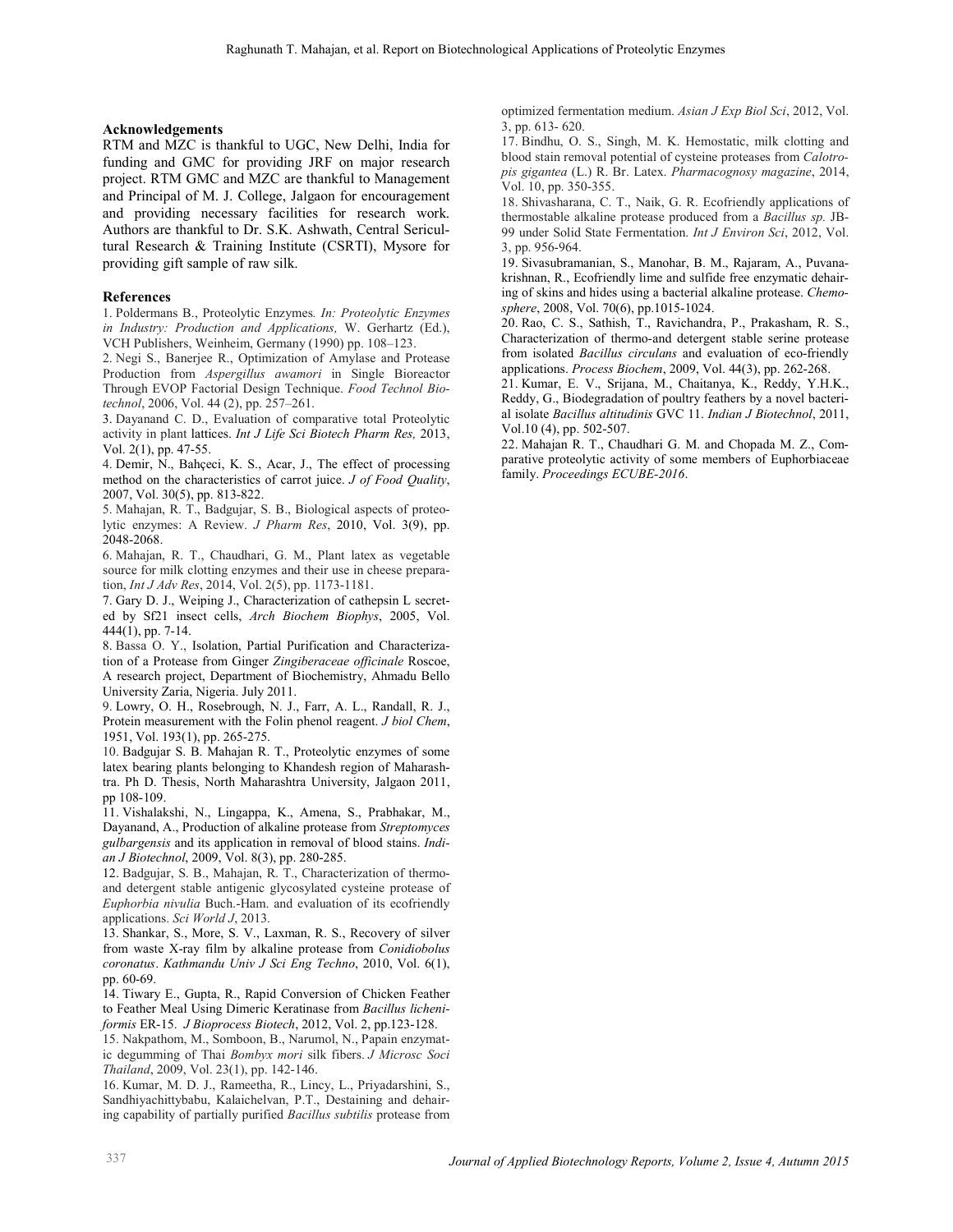**Acknowledgements**

RTM and MZC is thankful to UGC, New Delhi, India for funding and GMC for providing JRF on major research project. RTM GMC and MZC are thankful to Management and Principal of M. J. College, Jalgaon for encouragement and providing necessary facilities for research work. Authors are thankful to Dr. S.K. Ashwath, Central Sericultural Research & Training Institute (CSRTI), Mysore for providing gift sample of raw silk.

**References**

1. Poldermans B., Proteolytic Enzymes. *In: Proteolytic Enzymes in Industry: Production and Applications,* W. Gerhartz (Ed.), VCH Publishers, Weinheim, Germany (1990) pp. 108–123.
2. Negi S., Banerjee R., Optimization of Amylase and Protease Production from *Aspergillus awamori* in Single Bioreactor Through EVOP Factorial Design Technique. *Food Technol Biotechnol*, 2006, Vol. 44 (2), pp. 257–261.
3. Dayanand C. D., Evaluation of comparative total Proteolytic activity in plant lattices. *Int J Life Sci Biotech Pharm Res,* 2013, Vol. 2(1), pp. 47-55.
4. Demir, N., Bahçeci, K. S., Acar, J., The effect of processing method on the characteristics of carrot juice. *J of Food Quality*, 2007, Vol. 30(5), pp. 813-822.
5. Mahajan, R. T., Badgujar, S. B., Biological aspects of proteolytic enzymes: A Review. *J Pharm Res*, 2010, Vol. 3(9), pp. 2048-2068.
6. Mahajan, R. T., Chaudhari, G. M., Plant latex as vegetable source for milk clotting enzymes and their use in cheese preparation, *Int J Adv Res*, 2014, Vol. 2(5), pp. 1173-1181.
7. Gary D. J., Weiping J., Characterization of cathepsin L secreted by Sf21 insect cells, *Arch Biochem Biophys*, 2005, Vol. 444(1), pp. 7-14.
8. Bassa O. Y., Isolation, Partial Purification and Characterization of a Protease from Ginger *Zingiberaceae officinale* Roscoe, A research project, Department of Biochemistry, Ahmadu Bello University Zaria, Nigeria. July 2011.
9. Lowry, O. H., Rosebrough, N. J., Farr, A. L., Randall, R. J., Protein measurement with the Folin phenol reagent. *J biol Chem*, 1951, Vol. 193(1), pp. 265-275.
10. Badgujar S. B. Mahajan R. T., Proteolytic enzymes of some latex bearing plants belonging to Khandesh region of Maharashtra. Ph D. Thesis, North Maharashtra University, Jalgaon 2011, pp 108-109.
11. Vishalakshi, N., Lingappa, K., Amena, S., Prabhakar, M., Dayanand, A., Production of alkaline protease from *Streptomyces gulbargensis* and its application in removal of blood stains. *Indian J Biotechnol*, 2009, Vol. 8(3), pp. 280-285.
12. Badgujar, S. B., Mahajan, R. T., Characterization of thermo-and detergent stable antigenic glycosylated cysteine protease of *Euphorbia nivulia* Buch.-Ham. and evaluation of its ecofriendly applications. *Sci World J*, 2013.
13. Shankar, S., More, S. V., Laxman, R. S., Recovery of silver from waste X-ray film by alkaline protease from *Conidiobolus coronatus*. *Kathmandu Univ J Sci Eng Techno*, 2010, Vol. 6(1), pp. 60-69.
14. Tiwary E., Gupta, R., Rapid Conversion of Chicken Feather to Feather Meal Using Dimeric Keratinase from *Bacillus licheniformis* ER-15. *J Bioprocess Biotech*, 2012, Vol. 2, pp.123-128.
15. Nakpathom, M., Somboon, B., Narumol, N., Papain enzymatic degumming of Thai *Bombyx mori* silk fibers. *J Microsc Soci Thailand*, 2009, Vol. 23(1), pp. 142-146.
16. Kumar, M. D. J., Rameetha, R., Lincy, L., Priyadarshini, S., Sandhiyachittybabu, Kalaichelvan, P.T., Destaining and dehairing capability of partially purified *Bacillus subtilis* protease from optimized fermentation medium. *Asian J Exp Biol Sci*, 2012, Vol. 3, pp. 613- 620.
17. Bindhu, O. S., Singh, M. K. Hemostatic, milk clotting and blood stain removal potential of cysteine proteases from *Calotropis gigantea* (L.) R. Br. Latex. *Pharmacognosy magazine*, 2014, Vol. 10, pp. 350-355.
18. Shivasharana, C. T., Naik, G. R. Ecofriendly applications of thermostable alkaline protease produced from a *Bacillus sp.* JB-99 under Solid State Fermentation. *Int J Environ Sci*, 2012, Vol. 3, pp. 956-964.
19. Sivasubramanian, S., Manohar, B. M., Rajaram, A., Puvanakrishnan, R., Ecofriendly lime and sulfide free enzymatic dehairing of skins and hides using a bacterial alkaline protease. *Chemosphere*, 2008, Vol. 70(6), pp.1015-1024.
20. Rao, C. S., Sathish, T., Ravichandra, P., Prakasham, R. S., Characterization of thermo-and detergent stable serine protease from isolated *Bacillus circulans* and evaluation of eco-friendly applications. *Process Biochem*, 2009, Vol. 44(3), pp. 262-268.
21. Kumar, E. V., Srijana, M., Chaitanya, K., Reddy, Y.H.K., Reddy, G., Biodegradation of poultry feathers by a novel bacterial isolate *Bacillus altitudinis* GVC 11. *Indian J Biotechnol*, 2011, Vol.10 (4), pp. 502-507.
22. Mahajan R. T., Chaudhari G. M. and Chopada M. Z., Comparative proteolytic activity of some members of Euphorbiaceae family. *Proceedings ECUBE-2016*.